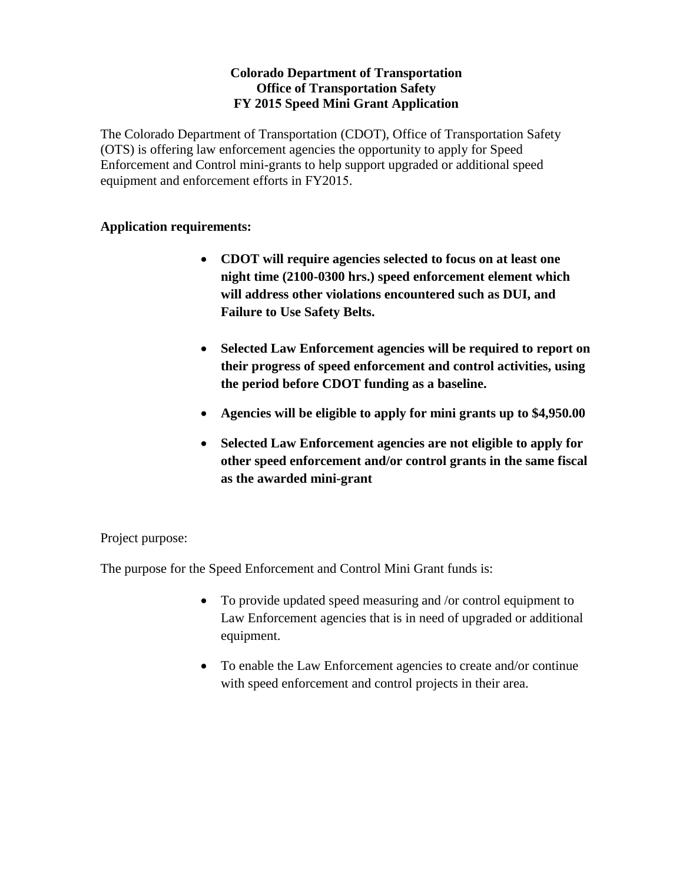**Colorado Department of Transportation**
**Office of Transportation Safety**
**FY 2015 Speed Mini Grant Application**

The Colorado Department of Transportation (CDOT), Office of Transportation Safety (OTS) is offering law enforcement agencies the opportunity to apply for Speed Enforcement and Control mini-grants to help support upgraded or additional speed equipment and enforcement efforts in FY2015.

**Application requirements:**

- **CDOT will require agencies selected to focus on at least one night time (2100-0300 hrs.) speed enforcement element which will address other violations encountered such as DUI, and Failure to Use Safety Belts.**
- **Selected Law Enforcement agencies will be required to report on their progress of speed enforcement and control activities, using the period before CDOT funding as a baseline.**
- **Agencies will be eligible to apply for mini grants up to $4,950.00**
- **Selected Law Enforcement agencies are not eligible to apply for other speed enforcement and/or control grants in the same fiscal as the awarded mini-grant**

Project purpose:

The purpose for the Speed Enforcement and Control Mini Grant funds is:

- To provide updated speed measuring and /or control equipment to Law Enforcement agencies that is in need of upgraded or additional equipment.
- To enable the Law Enforcement agencies to create and/or continue with speed enforcement and control projects in their area.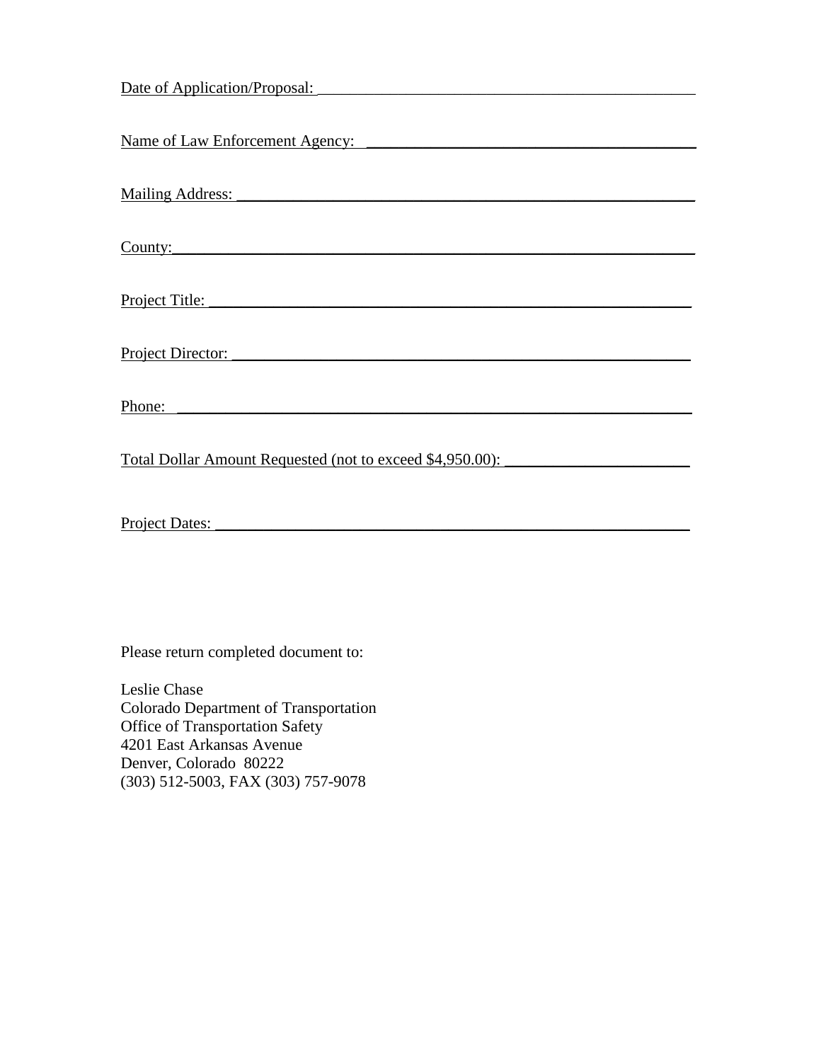Date of Application/Proposal: ________________________________________________

Name of Law Enforcement Agency: ______________________________________

Mailing Address: _______________________________________________________

County:__________________________________________________________________

Project Title: _________________________________________________________

Project Director: ______________________________________________________

Phone: _________________________________________________________________

Total Dollar Amount Requested (not to exceed $4,950.00): _____________________

Project Dates: _________________________________________________________

Please return completed document to:

Leslie Chase
Colorado Department of Transportation
Office of Transportation Safety
4201 East Arkansas Avenue
Denver, Colorado 80222
(303) 512-5003, FAX (303) 757-9078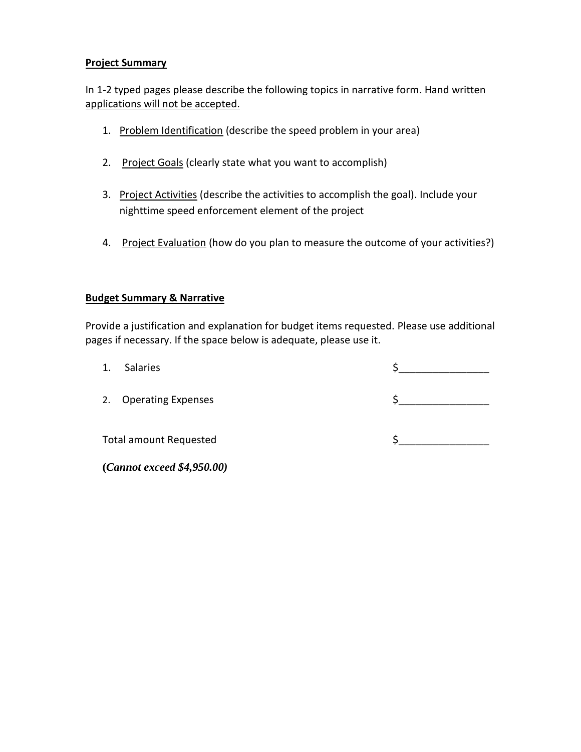**Project Summary**

In 1-2 typed pages please describe the following topics in narrative form. Hand written applications will not be accepted.

1. Problem Identification (describe the speed problem in your area)

2. Project Goals (clearly state what you want to accomplish)

3. Project Activities (describe the activities to accomplish the goal). Include your nighttime speed enforcement element of the project

4. Project Evaluation (how do you plan to measure the outcome of your activities?)

**Budget Summary & Narrative**

Provide a justification and explanation for budget items requested. Please use additional pages if necessary. If the space below is adequate, please use it.

1. Salaries $________________

2. Operating Expenses $________________

Total amount Requested $________________

***(Cannot exceed $4,950.00)***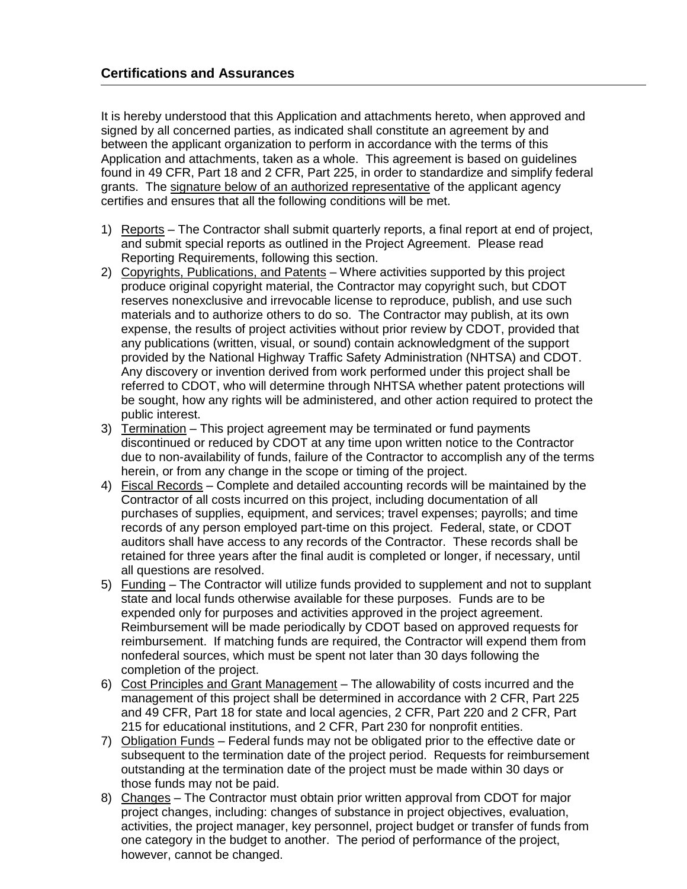## Certifications and Assurances

It is hereby understood that this Application and attachments hereto, when approved and signed by all concerned parties, as indicated shall constitute an agreement by and between the applicant organization to perform in accordance with the terms of this Application and attachments, taken as a whole. This agreement is based on guidelines found in 49 CFR, Part 18 and 2 CFR, Part 225, in order to standardize and simplify federal grants. The <u>signature below of an authorized representative</u> of the applicant agency certifies and ensures that all the following conditions will be met.

1) <u>Reports</u> – The Contractor shall submit quarterly reports, a final report at end of project, and submit special reports as outlined in the Project Agreement. Please read Reporting Requirements, following this section.
2) <u>Copyrights, Publications, and Patents</u> – Where activities supported by this project produce original copyright material, the Contractor may copyright such, but CDOT reserves nonexclusive and irrevocable license to reproduce, publish, and use such materials and to authorize others to do so. The Contractor may publish, at its own expense, the results of project activities without prior review by CDOT, provided that any publications (written, visual, or sound) contain acknowledgment of the support provided by the National Highway Traffic Safety Administration (NHTSA) and CDOT. Any discovery or invention derived from work performed under this project shall be referred to CDOT, who will determine through NHTSA whether patent protections will be sought, how any rights will be administered, and other action required to protect the public interest.
3) <u>Termination</u> – This project agreement may be terminated or fund payments discontinued or reduced by CDOT at any time upon written notice to the Contractor due to non-availability of funds, failure of the Contractor to accomplish any of the terms herein, or from any change in the scope or timing of the project.
4) <u>Fiscal Records</u> – Complete and detailed accounting records will be maintained by the Contractor of all costs incurred on this project, including documentation of all purchases of supplies, equipment, and services; travel expenses; payrolls; and time records of any person employed part-time on this project. Federal, state, or CDOT auditors shall have access to any records of the Contractor. These records shall be retained for three years after the final audit is completed or longer, if necessary, until all questions are resolved.
5) <u>Funding</u> – The Contractor will utilize funds provided to supplement and not to supplant state and local funds otherwise available for these purposes. Funds are to be expended only for purposes and activities approved in the project agreement. Reimbursement will be made periodically by CDOT based on approved requests for reimbursement. If matching funds are required, the Contractor will expend them from nonfederal sources, which must be spent not later than 30 days following the completion of the project.
6) <u>Cost Principles and Grant Management</u> – The allowability of costs incurred and the management of this project shall be determined in accordance with 2 CFR, Part 225 and 49 CFR, Part 18 for state and local agencies, 2 CFR, Part 220 and 2 CFR, Part 215 for educational institutions, and 2 CFR, Part 230 for nonprofit entities.
7) <u>Obligation Funds</u> – Federal funds may not be obligated prior to the effective date or subsequent to the termination date of the project period. Requests for reimbursement outstanding at the termination date of the project must be made within 30 days or those funds may not be paid.
8) <u>Changes</u> – The Contractor must obtain prior written approval from CDOT for major project changes, including: changes of substance in project objectives, evaluation, activities, the project manager, key personnel, project budget or transfer of funds from one category in the budget to another. The period of performance of the project, however, cannot be changed.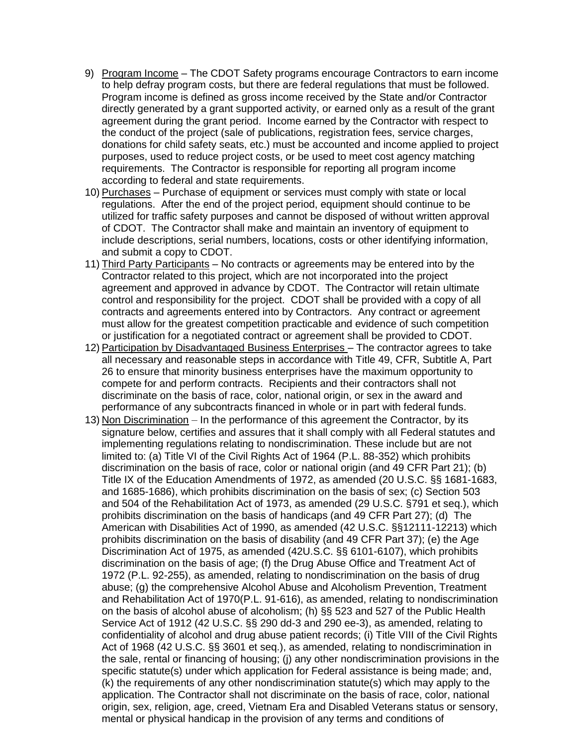9) Program Income – The CDOT Safety programs encourage Contractors to earn income to help defray program costs, but there are federal regulations that must be followed. Program income is defined as gross income received by the State and/or Contractor directly generated by a grant supported activity, or earned only as a result of the grant agreement during the grant period. Income earned by the Contractor with respect to the conduct of the project (sale of publications, registration fees, service charges, donations for child safety seats, etc.) must be accounted and income applied to project purposes, used to reduce project costs, or be used to meet cost agency matching requirements. The Contractor is responsible for reporting all program income according to federal and state requirements.

10) Purchases – Purchase of equipment or services must comply with state or local regulations. After the end of the project period, equipment should continue to be utilized for traffic safety purposes and cannot be disposed of without written approval of CDOT. The Contractor shall make and maintain an inventory of equipment to include descriptions, serial numbers, locations, costs or other identifying information, and submit a copy to CDOT.

11) Third Party Participants – No contracts or agreements may be entered into by the Contractor related to this project, which are not incorporated into the project agreement and approved in advance by CDOT. The Contractor will retain ultimate control and responsibility for the project. CDOT shall be provided with a copy of all contracts and agreements entered into by Contractors. Any contract or agreement must allow for the greatest competition practicable and evidence of such competition or justification for a negotiated contract or agreement shall be provided to CDOT.

12) Participation by Disadvantaged Business Enterprises – The contractor agrees to take all necessary and reasonable steps in accordance with Title 49, CFR, Subtitle A, Part 26 to ensure that minority business enterprises have the maximum opportunity to compete for and perform contracts. Recipients and their contractors shall not discriminate on the basis of race, color, national origin, or sex in the award and performance of any subcontracts financed in whole or in part with federal funds.

13) Non Discrimination – In the performance of this agreement the Contractor, by its signature below, certifies and assures that it shall comply with all Federal statutes and implementing regulations relating to nondiscrimination. These include but are not limited to: (a) Title VI of the Civil Rights Act of 1964 (P.L. 88-352) which prohibits discrimination on the basis of race, color or national origin (and 49 CFR Part 21); (b) Title IX of the Education Amendments of 1972, as amended (20 U.S.C. §§ 1681-1683, and 1685-1686), which prohibits discrimination on the basis of sex; (c) Section 503 and 504 of the Rehabilitation Act of 1973, as amended (29 U.S.C. §791 et seq.), which prohibits discrimination on the basis of handicaps (and 49 CFR Part 27); (d) The American with Disabilities Act of 1990, as amended (42 U.S.C. §§12111-12213) which prohibits discrimination on the basis of disability (and 49 CFR Part 37); (e) the Age Discrimination Act of 1975, as amended (42U.S.C. §§ 6101-6107), which prohibits discrimination on the basis of age; (f) the Drug Abuse Office and Treatment Act of 1972 (P.L. 92-255), as amended, relating to nondiscrimination on the basis of drug abuse; (g) the comprehensive Alcohol Abuse and Alcoholism Prevention, Treatment and Rehabilitation Act of 1970(P.L. 91-616), as amended, relating to nondiscrimination on the basis of alcohol abuse of alcoholism; (h) §§ 523 and 527 of the Public Health Service Act of 1912 (42 U.S.C. §§ 290 dd-3 and 290 ee-3), as amended, relating to confidentiality of alcohol and drug abuse patient records; (i) Title VIII of the Civil Rights Act of 1968 (42 U.S.C. §§ 3601 et seq.), as amended, relating to nondiscrimination in the sale, rental or financing of housing; (j) any other nondiscrimination provisions in the specific statute(s) under which application for Federal assistance is being made; and, (k) the requirements of any other nondiscrimination statute(s) which may apply to the application. The Contractor shall not discriminate on the basis of race, color, national origin, sex, religion, age, creed, Vietnam Era and Disabled Veterans status or sensory, mental or physical handicap in the provision of any terms and conditions of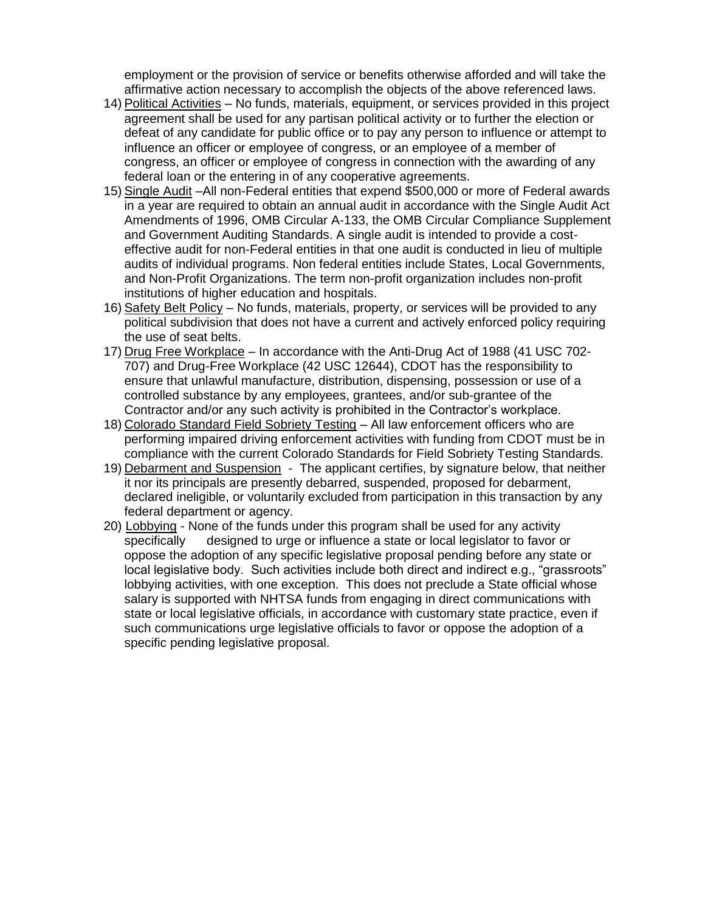employment or the provision of service or benefits otherwise afforded and will take the affirmative action necessary to accomplish the objects of the above referenced laws.

14) Political Activities – No funds, materials, equipment, or services provided in this project agreement shall be used for any partisan political activity or to further the election or defeat of any candidate for public office or to pay any person to influence or attempt to influence an officer or employee of congress, or an employee of a member of congress, an officer or employee of congress in connection with the awarding of any federal loan or the entering in of any cooperative agreements.
15) Single Audit –All non-Federal entities that expend $500,000 or more of Federal awards in a year are required to obtain an annual audit in accordance with the Single Audit Act Amendments of 1996, OMB Circular A-133, the OMB Circular Compliance Supplement and Government Auditing Standards. A single audit is intended to provide a cost-effective audit for non-Federal entities in that one audit is conducted in lieu of multiple audits of individual programs. Non federal entities include States, Local Governments, and Non-Profit Organizations. The term non-profit organization includes non-profit institutions of higher education and hospitals.
16) Safety Belt Policy – No funds, materials, property, or services will be provided to any political subdivision that does not have a current and actively enforced policy requiring the use of seat belts.
17) Drug Free Workplace – In accordance with the Anti-Drug Act of 1988 (41 USC 702-707) and Drug-Free Workplace (42 USC 12644), CDOT has the responsibility to ensure that unlawful manufacture, distribution, dispensing, possession or use of a controlled substance by any employees, grantees, and/or sub-grantee of the Contractor and/or any such activity is prohibited in the Contractor's workplace.
18) Colorado Standard Field Sobriety Testing – All law enforcement officers who are performing impaired driving enforcement activities with funding from CDOT must be in compliance with the current Colorado Standards for Field Sobriety Testing Standards.
19) Debarment and Suspension - The applicant certifies, by signature below, that neither it nor its principals are presently debarred, suspended, proposed for debarment, declared ineligible, or voluntarily excluded from participation in this transaction by any federal department or agency.
20) Lobbying - None of the funds under this program shall be used for any activity specifically designed to urge or influence a state or local legislator to favor or oppose the adoption of any specific legislative proposal pending before any state or local legislative body. Such activities include both direct and indirect e.g., "grassroots" lobbying activities, with one exception. This does not preclude a State official whose salary is supported with NHTSA funds from engaging in direct communications with state or local legislative officials, in accordance with customary state practice, even if such communications urge legislative officials to favor or oppose the adoption of a specific pending legislative proposal.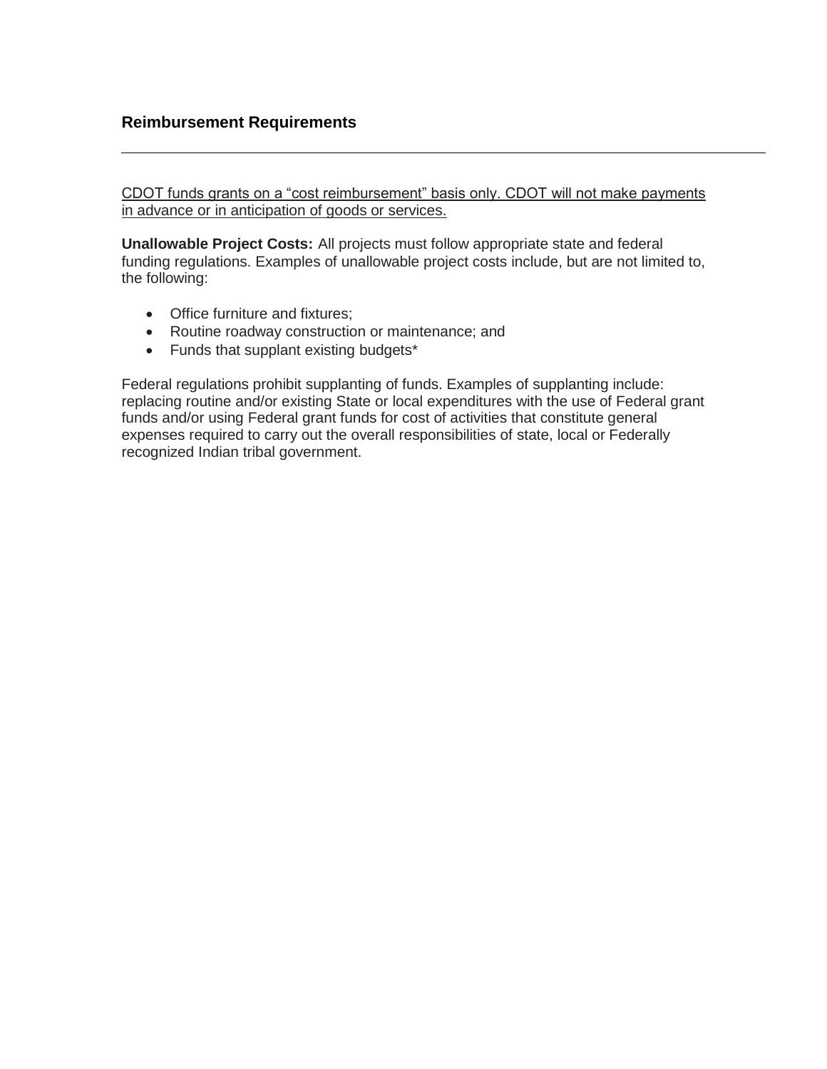## Reimbursement Requirements

---

<u>CDOT funds grants on a "cost reimbursement" basis only. CDOT will not make payments in advance or in anticipation of goods or services.</u>

**Unallowable Project Costs:** All projects must follow appropriate state and federal funding regulations. Examples of unallowable project costs include, but are not limited to, the following:

- Office furniture and fixtures;
- Routine roadway construction or maintenance; and
- Funds that supplant existing budgets*

Federal regulations prohibit supplanting of funds. Examples of supplanting include: replacing routine and/or existing State or local expenditures with the use of Federal grant funds and/or using Federal grant funds for cost of activities that constitute general expenses required to carry out the overall responsibilities of state, local or Federally recognized Indian tribal government.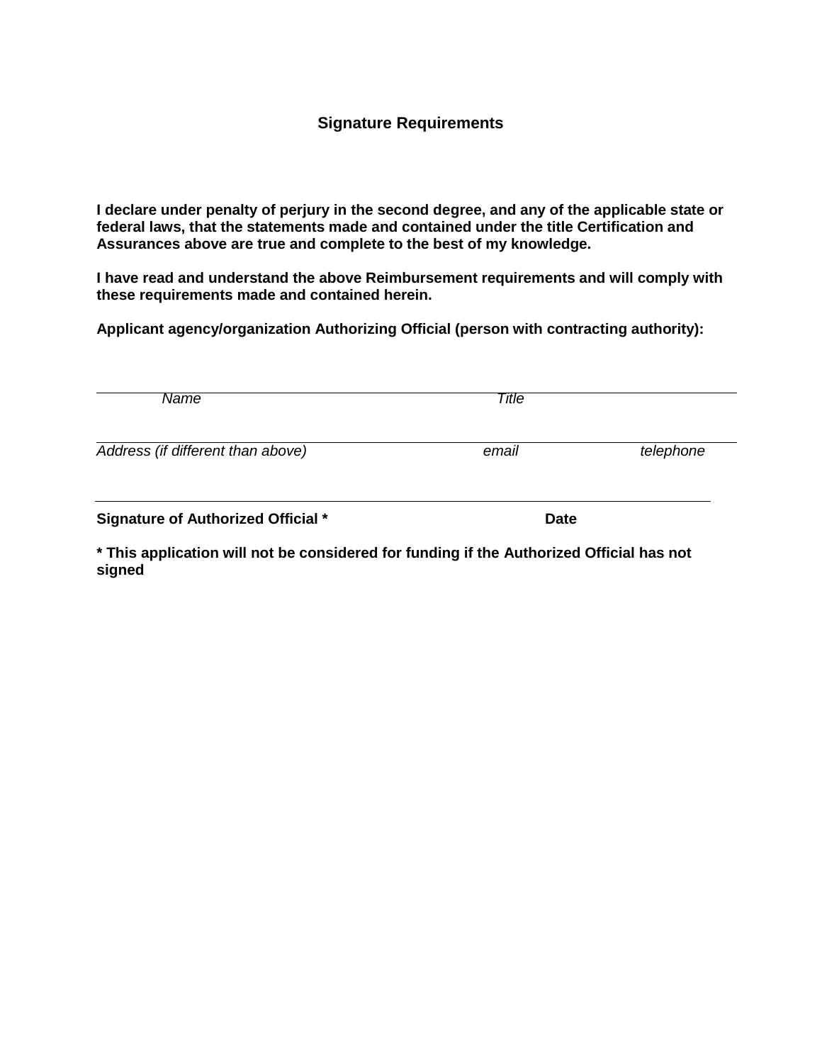## Signature Requirements

**I declare under penalty of perjury in the second degree, and any of the applicable state or federal laws, that the statements made and contained under the title Certification and Assurances above are true and complete to the best of my knowledge.**

**I have read and understand the above Reimbursement requirements and will comply with these requirements made and contained herein.**

**Applicant agency/organization Authorizing Official (person with contracting authority):**

\_\_\_\_\_\_\_\_\_\_\_\_\_\_\_\_\_\_\_\_\_\_\_\_\_\_\_\_\_\_\_\_\_\_\_\_\_\_\_\_\_\_\_\_\_\_\_\_\_\_\_\_\_\_\_\_\_\_\_\_\_\_\_\_\_\_\_\_\_\_\_\_\_\_\_\_\_\_

*Name* *Title*

\_\_\_\_\_\_\_\_\_\_\_\_\_\_\_\_\_\_\_\_\_\_\_\_\_\_\_\_\_\_\_\_\_\_\_\_\_\_\_\_\_\_\_\_\_\_\_\_\_\_\_\_\_\_\_\_\_\_\_\_\_\_\_\_\_\_\_\_\_\_\_\_\_\_\_\_\_\_

*Address (if different than above)* *email* *telephone*

\_\_\_\_\_\_\_\_\_\_\_\_\_\_\_\_\_\_\_\_\_\_\_\_\_\_\_\_\_\_\_\_\_\_\_\_\_\_\_\_\_\_\_\_\_\_\_\_\_\_\_\_\_\_\_\_\_\_\_\_\_\_\_\_\_\_\_\_\_\_\_\_\_\_\_\_\_

**Signature of Authorized Official \*** **Date**

**\* This application will not be considered for funding if the Authorized Official has not signed**